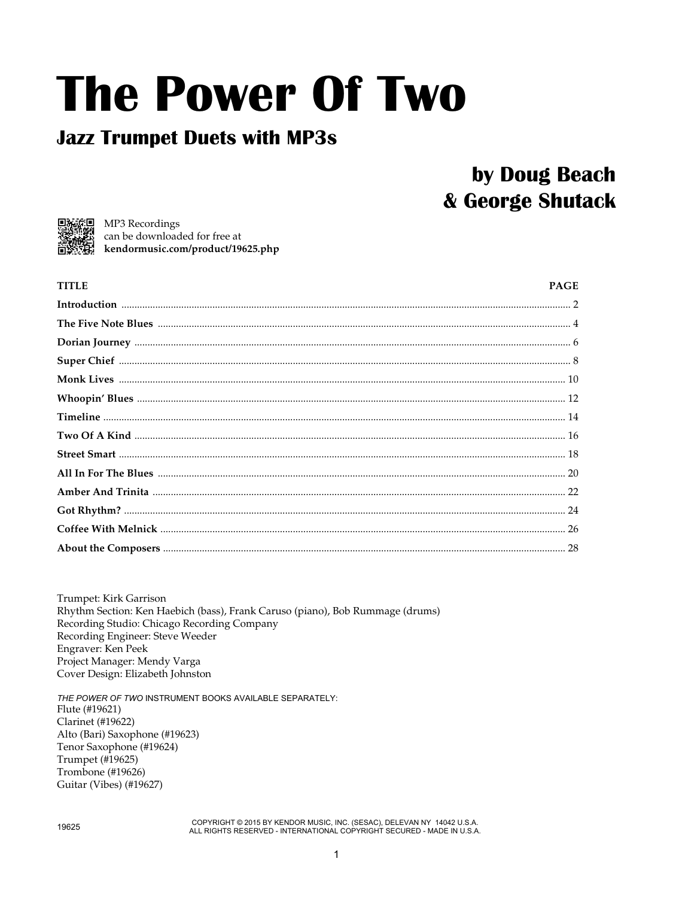# The Power Of Two

## Jazz Trumpet Duets with MP3s

**by Doug Beach**
**& George Shutack**

MP3 Recordings
can be downloaded for free at
**kendormusic.com/product/19625.php**

| TITLE | PAGE |
|---|---|
| **Introduction** | 2 |
| **The Five Note Blues** | 4 |
| **Dorian Journey** | 6 |
| **Super Chief** | 8 |
| **Monk Lives** | 10 |
| **Whoopin' Blues** | 12 |
| **Timeline** | 14 |
| **Two Of A Kind** | 16 |
| **Street Smart** | 18 |
| **All In For The Blues** | 20 |
| **Amber And Trinita** | 22 |
| **Got Rhythm?** | 24 |
| **Coffee With Melnick** | 26 |
| **About the Composers** | 28 |

Trumpet: Kirk Garrison
Rhythm Section: Ken Haebich (bass), Frank Caruso (piano), Bob Rummage (drums)
Recording Studio: Chicago Recording Company
Recording Engineer: Steve Weeder
Engraver: Ken Peek
Project Manager: Mendy Varga
Cover Design: Elizabeth Johnston

*THE POWER OF TWO* INSTRUMENT BOOKS AVAILABLE SEPARATELY:
Flute (#19621)
Clarinet (#19622)
Alto (Bari) Saxophone (#19623)
Tenor Saxophone (#19624)
Trumpet (#19625)
Trombone (#19626)
Guitar (Vibes) (#19627)

19625

COPYRIGHT © 2015 BY KENDOR MUSIC, INC. (SESAC), DELEVAN NY 14042 U.S.A.
ALL RIGHTS RESERVED - INTERNATIONAL COPYRIGHT SECURED - MADE IN U.S.A.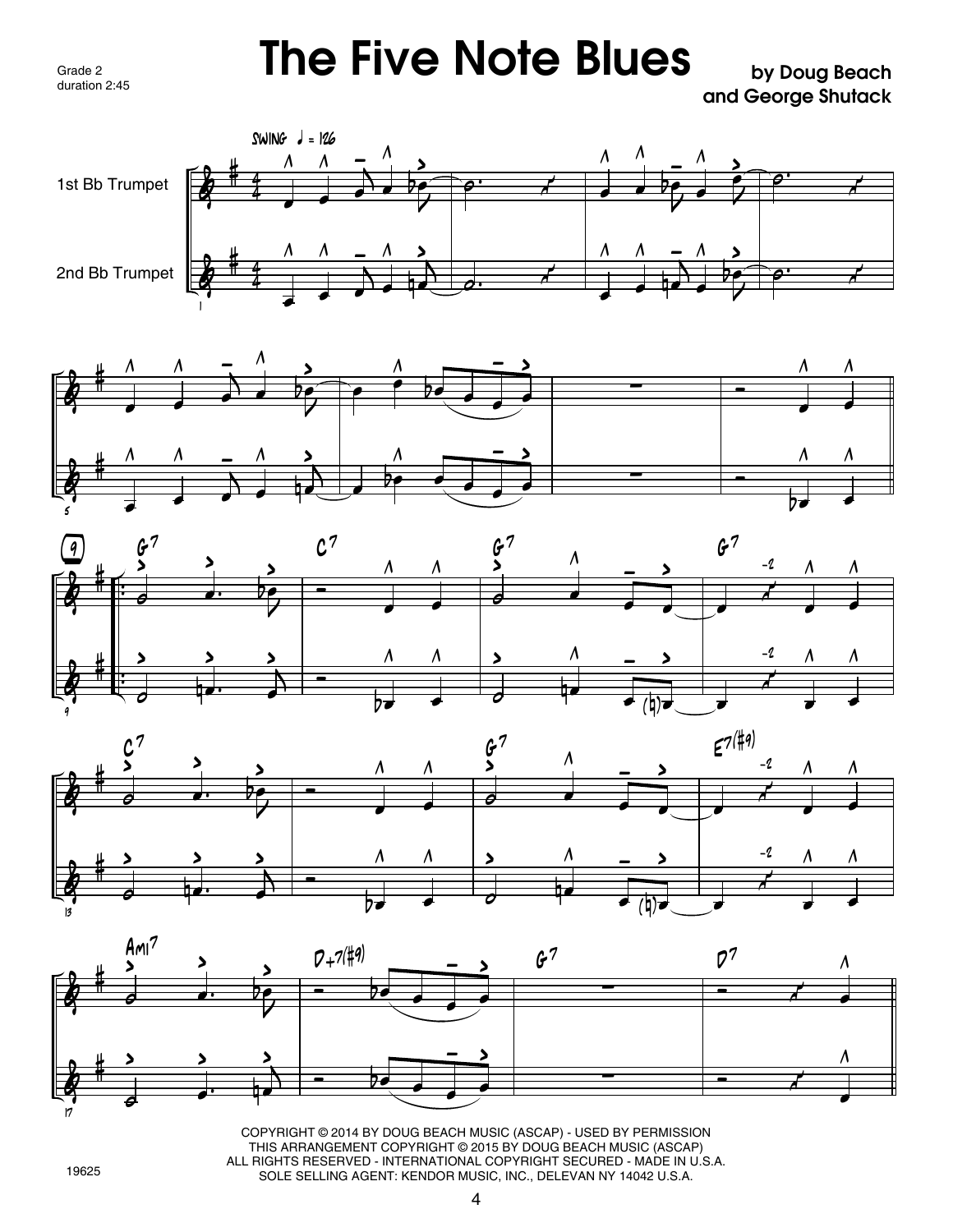Grade 2
duration 2:45

# The Five Note Blues

by Doug Beach
and George Shutack

COPYRIGHT © 2014 BY DOUG BEACH MUSIC (ASCAP) - USED BY PERMISSION
THIS ARRANGEMENT COPYRIGHT © 2015 BY DOUG BEACH MUSIC (ASCAP)
ALL RIGHTS RESERVED - INTERNATIONAL COPYRIGHT SECURED - MADE IN U.S.A.
SOLE SELLING AGENT: KENDOR MUSIC, INC., DELEVAN NY 14042 U.S.A.

19625